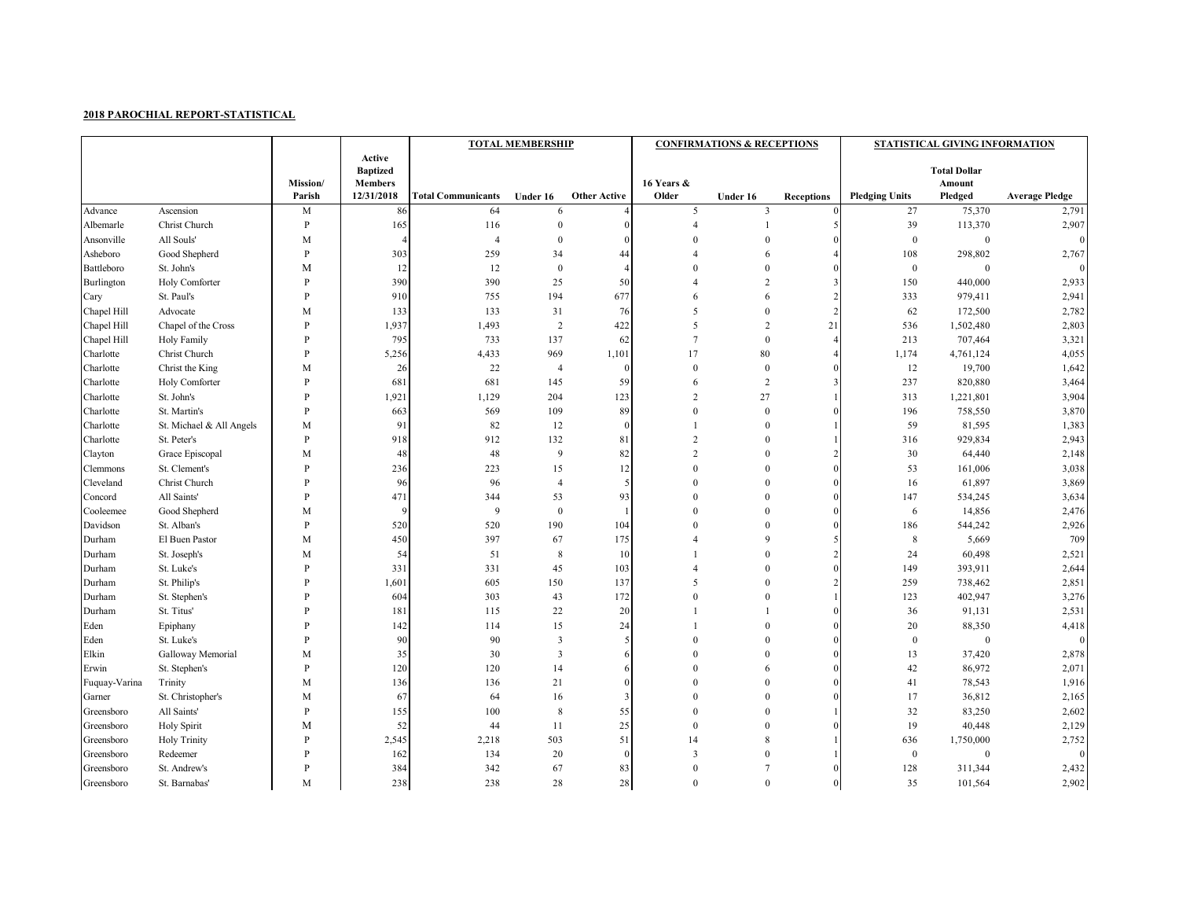**2018 PAROCHIAL REPORT-STATISTICAL**

| | | | | TOTAL MEMBERSHIP | | | CONFIRMATIONS & RECEPTIONS | | | STATISTICAL GIVING INFORMATION | | |
|---|---|---|---|---|---|---|---|---|---|---|---|---|
| | | Mission/ Parish | Active Baptized Members 12/31/2018 | Total Communicants | Under 16 | Other Active | 16 Years & Older | Under 16 | Receptions | Pledging Units | Total Dollar Amount Pledged | Average Pledge |
| Advance | Ascension | M | 86 | 64 | 6 | 4 | 5 | 3 | 0 | 27 | 75,370 | 2,791 |
| Albemarle | Christ Church | P | 165 | 116 | 0 | 0 | 4 | 1 | 5 | 39 | 113,370 | 2,907 |
| Ansonville | All Souls' | M | 4 | 4 | 0 | 0 | 0 | 0 | 0 | 0 | 0 | 0 |
| Asheboro | Good Shepherd | P | 303 | 259 | 34 | 44 | 4 | 6 | 4 | 108 | 298,802 | 2,767 |
| Battleboro | St. John's | M | 12 | 12 | 0 | 4 | 0 | 0 | 0 | 0 | 0 | 0 |
| Burlington | Holy Comforter | P | 390 | 390 | 25 | 50 | 4 | 2 | 3 | 150 | 440,000 | 2,933 |
| Cary | St. Paul's | P | 910 | 755 | 194 | 677 | 6 | 6 | 2 | 333 | 979,411 | 2,941 |
| Chapel Hill | Advocate | M | 133 | 133 | 31 | 76 | 5 | 0 | 2 | 62 | 172,500 | 2,782 |
| Chapel Hill | Chapel of the Cross | P | 1,937 | 1,493 | 2 | 422 | 5 | 2 | 21 | 536 | 1,502,480 | 2,803 |
| Chapel Hill | Holy Family | P | 795 | 733 | 137 | 62 | 7 | 0 | 4 | 213 | 707,464 | 3,321 |
| Charlotte | Christ Church | P | 5,256 | 4,433 | 969 | 1,101 | 17 | 80 | 4 | 1,174 | 4,761,124 | 4,055 |
| Charlotte | Christ the King | M | 26 | 22 | 4 | 0 | 0 | 0 | 0 | 12 | 19,700 | 1,642 |
| Charlotte | Holy Comforter | P | 681 | 681 | 145 | 59 | 6 | 2 | 3 | 237 | 820,880 | 3,464 |
| Charlotte | St. John's | P | 1,921 | 1,129 | 204 | 123 | 2 | 27 | 1 | 313 | 1,221,801 | 3,904 |
| Charlotte | St. Martin's | P | 663 | 569 | 109 | 89 | 0 | 0 | 0 | 196 | 758,550 | 3,870 |
| Charlotte | St. Michael & All Angels | M | 91 | 82 | 12 | 0 | 1 | 0 | 1 | 59 | 81,595 | 1,383 |
| Charlotte | St. Peter's | P | 918 | 912 | 132 | 81 | 2 | 0 | 1 | 316 | 929,834 | 2,943 |
| Clayton | Grace Episcopal | M | 48 | 48 | 9 | 82 | 2 | 0 | 2 | 30 | 64,440 | 2,148 |
| Clemmons | St. Clement's | P | 236 | 223 | 15 | 12 | 0 | 0 | 0 | 53 | 161,006 | 3,038 |
| Cleveland | Christ Church | P | 96 | 96 | 4 | 5 | 0 | 0 | 0 | 16 | 61,897 | 3,869 |
| Concord | All Saints' | P | 471 | 344 | 53 | 93 | 0 | 0 | 0 | 147 | 534,245 | 3,634 |
| Cooleemee | Good Shepherd | M | 9 | 9 | 0 | 1 | 0 | 0 | 0 | 6 | 14,856 | 2,476 |
| Davidson | St. Alban's | P | 520 | 520 | 190 | 104 | 0 | 0 | 0 | 186 | 544,242 | 2,926 |
| Durham | El Buen Pastor | M | 450 | 397 | 67 | 175 | 4 | 9 | 5 | 8 | 5,669 | 709 |
| Durham | St. Joseph's | M | 54 | 51 | 8 | 10 | 1 | 0 | 2 | 24 | 60,498 | 2,521 |
| Durham | St. Luke's | P | 331 | 331 | 45 | 103 | 4 | 0 | 0 | 149 | 393,911 | 2,644 |
| Durham | St. Philip's | P | 1,601 | 605 | 150 | 137 | 5 | 0 | 2 | 259 | 738,462 | 2,851 |
| Durham | St. Stephen's | P | 604 | 303 | 43 | 172 | 0 | 0 | 1 | 123 | 402,947 | 3,276 |
| Durham | St. Titus' | P | 181 | 115 | 22 | 20 | 1 | 1 | 0 | 36 | 91,131 | 2,531 |
| Eden | Epiphany | P | 142 | 114 | 15 | 24 | 1 | 0 | 0 | 20 | 88,350 | 4,418 |
| Eden | St. Luke's | P | 90 | 90 | 3 | 5 | 0 | 0 | 0 | 0 | 0 | 0 |
| Elkin | Galloway Memorial | M | 35 | 30 | 3 | 6 | 0 | 0 | 0 | 13 | 37,420 | 2,878 |
| Erwin | St. Stephen's | P | 120 | 120 | 14 | 6 | 0 | 6 | 0 | 42 | 86,972 | 2,071 |
| Fuquay-Varina | Trinity | M | 136 | 136 | 21 | 0 | 0 | 0 | 0 | 41 | 78,543 | 1,916 |
| Garner | St. Christopher's | M | 67 | 64 | 16 | 3 | 0 | 0 | 0 | 17 | 36,812 | 2,165 |
| Greensboro | All Saints' | P | 155 | 100 | 8 | 55 | 0 | 0 | 1 | 32 | 83,250 | 2,602 |
| Greensboro | Holy Spirit | M | 52 | 44 | 11 | 25 | 0 | 0 | 0 | 19 | 40,448 | 2,129 |
| Greensboro | Holy Trinity | P | 2,545 | 2,218 | 503 | 51 | 14 | 8 | 1 | 636 | 1,750,000 | 2,752 |
| Greensboro | Redeemer | P | 162 | 134 | 20 | 0 | 3 | 0 | 1 | 0 | 0 | 0 |
| Greensboro | St. Andrew's | P | 384 | 342 | 67 | 83 | 0 | 7 | 0 | 128 | 311,344 | 2,432 |
| Greensboro | St. Barnabas' | M | 238 | 238 | 28 | 28 | 0 | 0 | 0 | 35 | 101,564 | 2,902 |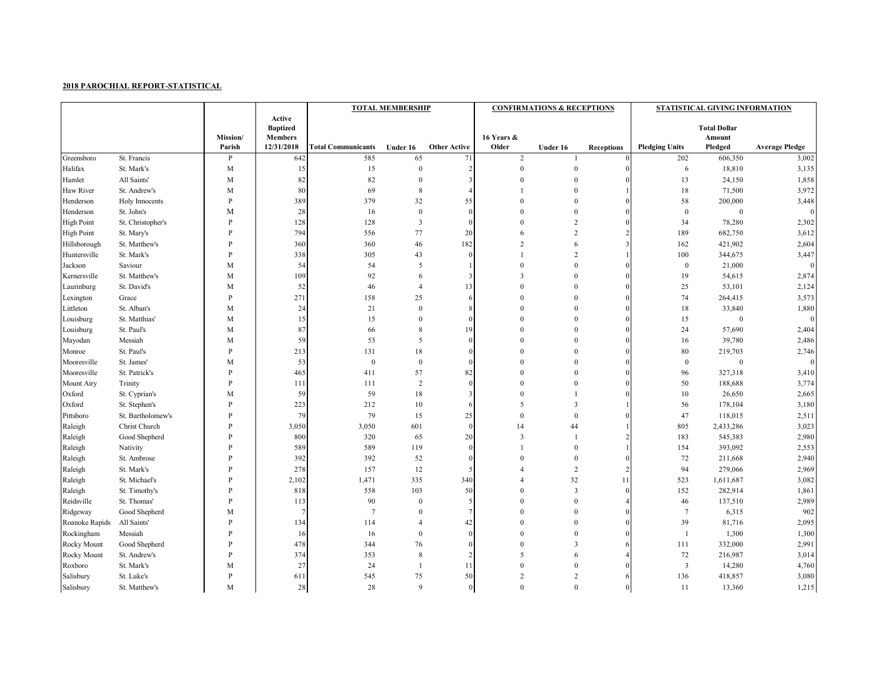**2018 PAROCHIAL REPORT-STATISTICAL**

| | | Mission/ Parish | Active Baptized Members 12/31/2018 | TOTAL MEMBERSHIP | | | CONFIRMATIONS & RECEPTIONS | | | STATISTICAL GIVING INFORMATION | | |
|---|---|---|---|---|---|---|---|---|---|---|---|---|
| | | | | Total Communicants | Under 16 | Other Active | 16 Years & Older | Under 16 | Receptions | Pledging Units | Total Dollar Amount Pledged | Average Pledge |
| Greensboro | St. Francis | P | 642 | 585 | 65 | 71 | 2 | 1 | 0 | 202 | 606,350 | 3,002 |
| Halifax | St. Mark's | M | 15 | 15 | 0 | 2 | 0 | 0 | 0 | 6 | 18,810 | 3,135 |
| Hamlet | All Saints' | M | 82 | 82 | 0 | 3 | 0 | 0 | 0 | 13 | 24,150 | 1,858 |
| Haw River | St. Andrew's | M | 80 | 69 | 8 | 4 | 1 | 0 | 1 | 18 | 71,500 | 3,972 |
| Henderson | Holy Innocents | P | 389 | 379 | 32 | 55 | 0 | 0 | 0 | 58 | 200,000 | 3,448 |
| Henderson | St. John's | M | 28 | 16 | 0 | 0 | 0 | 0 | 0 | 0 | 0 | 0 |
| High Point | St. Christopher's | P | 128 | 128 | 3 | 0 | 0 | 2 | 0 | 34 | 78,280 | 2,302 |
| High Point | St. Mary's | P | 794 | 556 | 77 | 20 | 6 | 2 | 2 | 189 | 682,750 | 3,612 |
| Hillsborough | St. Matthew's | P | 360 | 360 | 46 | 182 | 2 | 6 | 3 | 162 | 421,902 | 2,604 |
| Huntersville | St. Mark's | P | 338 | 305 | 43 | 0 | 1 | 2 | 1 | 100 | 344,675 | 3,447 |
| Jackson | Saviour | M | 54 | 54 | 5 | 1 | 0 | 0 | 0 | 0 | 21,000 | 0 |
| Kernersville | St. Matthew's | M | 109 | 92 | 6 | 3 | 3 | 0 | 0 | 19 | 54,615 | 2,874 |
| Laurinburg | St. David's | M | 52 | 46 | 4 | 13 | 0 | 0 | 0 | 25 | 53,101 | 2,124 |
| Lexington | Grace | P | 271 | 158 | 25 | 6 | 0 | 0 | 0 | 74 | 264,415 | 3,573 |
| Littleton | St. Alban's | M | 24 | 21 | 0 | 8 | 0 | 0 | 0 | 18 | 33,840 | 1,880 |
| Louisburg | St. Matthias' | M | 15 | 15 | 0 | 0 | 0 | 0 | 0 | 15 | 0 | 0 |
| Louisburg | St. Paul's | M | 87 | 66 | 8 | 19 | 0 | 0 | 0 | 24 | 57,690 | 2,404 |
| Mayodan | Messiah | M | 59 | 53 | 5 | 0 | 0 | 0 | 0 | 16 | 39,780 | 2,486 |
| Monroe | St. Paul's | P | 213 | 131 | 18 | 0 | 0 | 0 | 0 | 80 | 219,703 | 2,746 |
| Mooresville | St. James' | M | 53 | 0 | 0 | 0 | 0 | 0 | 0 | 0 | 0 | 0 |
| Mooresville | St. Patrick's | P | 465 | 411 | 57 | 82 | 0 | 0 | 0 | 96 | 327,318 | 3,410 |
| Mount Airy | Trinity | P | 111 | 111 | 2 | 0 | 0 | 0 | 0 | 50 | 188,688 | 3,774 |
| Oxford | St. Cyprian's | M | 59 | 59 | 18 | 3 | 0 | 1 | 0 | 10 | 26,650 | 2,665 |
| Oxford | St. Stephen's | P | 223 | 212 | 10 | 6 | 5 | 3 | 1 | 56 | 178,104 | 3,180 |
| Pittsboro | St. Bartholomew's | P | 79 | 79 | 15 | 25 | 0 | 0 | 0 | 47 | 118,015 | 2,511 |
| Raleigh | Christ Church | P | 3,050 | 3,050 | 601 | 0 | 14 | 44 | 1 | 805 | 2,433,286 | 3,023 |
| Raleigh | Good Shepherd | P | 800 | 320 | 65 | 20 | 3 | 1 | 2 | 183 | 545,383 | 2,980 |
| Raleigh | Nativity | P | 589 | 589 | 119 | 0 | 1 | 0 | 1 | 154 | 393,092 | 2,553 |
| Raleigh | St. Ambrose | P | 392 | 392 | 52 | 0 | 0 | 0 | 0 | 72 | 211,668 | 2,940 |
| Raleigh | St. Mark's | P | 278 | 157 | 12 | 5 | 4 | 2 | 2 | 94 | 279,066 | 2,969 |
| Raleigh | St. Michael's | P | 2,102 | 1,471 | 335 | 340 | 4 | 32 | 11 | 523 | 1,611,687 | 3,082 |
| Raleigh | St. Timothy's | P | 818 | 558 | 103 | 50 | 0 | 3 | 0 | 152 | 282,914 | 1,861 |
| Reidsville | St. Thomas' | P | 113 | 90 | 0 | 5 | 0 | 0 | 4 | 46 | 137,510 | 2,989 |
| Ridgeway | Good Shepherd | M | 7 | 7 | 0 | 7 | 0 | 0 | 0 | 7 | 6,315 | 902 |
| Roanoke Rapids | All Saints' | P | 134 | 114 | 4 | 42 | 0 | 0 | 0 | 39 | 81,716 | 2,095 |
| Rockingham | Messiah | P | 16 | 16 | 0 | 0 | 0 | 0 | 0 | 1 | 1,300 | 1,300 |
| Rocky Mount | Good Shepherd | P | 478 | 344 | 76 | 0 | 0 | 3 | 6 | 111 | 332,000 | 2,991 |
| Rocky Mount | St. Andrew's | P | 374 | 353 | 8 | 2 | 5 | 6 | 4 | 72 | 216,987 | 3,014 |
| Roxboro | St. Mark's | M | 27 | 24 | 1 | 11 | 0 | 0 | 0 | 3 | 14,280 | 4,760 |
| Salisbury | St. Luke's | P | 611 | 545 | 75 | 50 | 2 | 2 | 6 | 136 | 418,857 | 3,080 |
| Salisbury | St. Matthew's | M | 28 | 28 | 9 | 0 | 0 | 0 | 0 | 11 | 13,360 | 1,215 |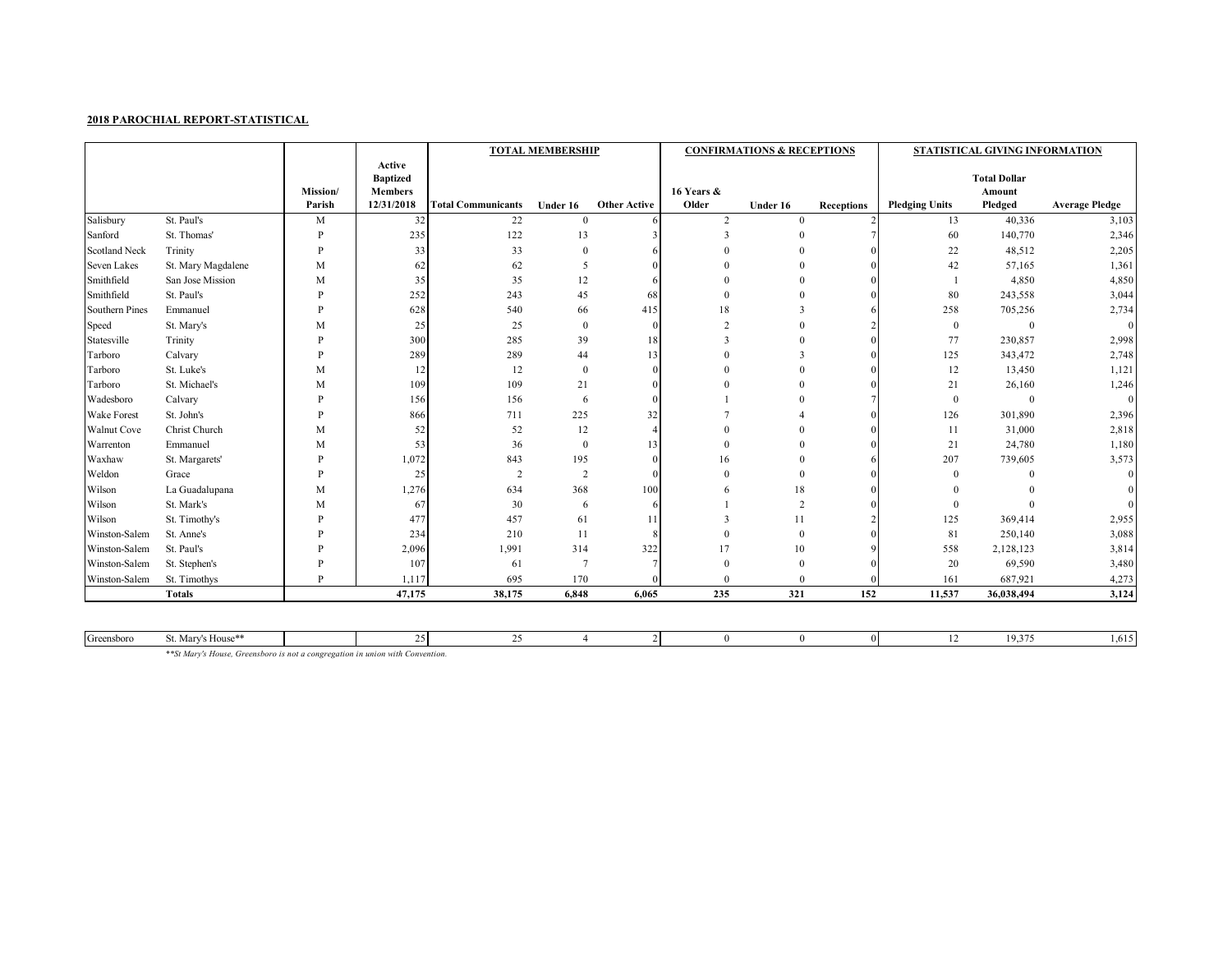**2018 PAROCHIAL REPORT-STATISTICAL**

| | | Mission/ Parish | Active Baptized Members 12/31/2018 | TOTAL MEMBERSHIP | | | CONFIRMATIONS & RECEPTIONS | | | STATISTICAL GIVING INFORMATION | | |
|---|---|---|---|---|---|---|---|---|---|---|---|---|
| | | | | Total Communicants | Under 16 | Other Active | 16 Years & Older | Under 16 | Receptions | Pledging Units | Total Dollar Amount Pledged | Average Pledge |
| Salisbury | St. Paul's | M | 32 | 22 | 0 | 6 | 2 | 0 | 2 | 13 | 40,336 | 3,103 |
| Sanford | St. Thomas' | P | 235 | 122 | 13 | 3 | 3 | 0 | 7 | 60 | 140,770 | 2,346 |
| Scotland Neck | Trinity | P | 33 | 33 | 0 | 6 | 0 | 0 | 0 | 22 | 48,512 | 2,205 |
| Seven Lakes | St. Mary Magdalene | M | 62 | 62 | 5 | 0 | 0 | 0 | 0 | 42 | 57,165 | 1,361 |
| Smithfield | San Jose Mission | M | 35 | 35 | 12 | 6 | 0 | 0 | 0 | 1 | 4,850 | 4,850 |
| Smithfield | St. Paul's | P | 252 | 243 | 45 | 68 | 0 | 0 | 0 | 80 | 243,558 | 3,044 |
| Southern Pines | Emmanuel | P | 628 | 540 | 66 | 415 | 18 | 3 | 6 | 258 | 705,256 | 2,734 |
| Speed | St. Mary's | M | 25 | 25 | 0 | 0 | 2 | 0 | 2 | 0 | 0 | 0 |
| Statesville | Trinity | P | 300 | 285 | 39 | 18 | 3 | 0 | 0 | 77 | 230,857 | 2,998 |
| Tarboro | Calvary | P | 289 | 289 | 44 | 13 | 0 | 3 | 0 | 125 | 343,472 | 2,748 |
| Tarboro | St. Luke's | M | 12 | 12 | 0 | 0 | 0 | 0 | 0 | 12 | 13,450 | 1,121 |
| Tarboro | St. Michael's | M | 109 | 109 | 21 | 0 | 0 | 0 | 0 | 21 | 26,160 | 1,246 |
| Wadesboro | Calvary | P | 156 | 156 | 6 | 0 | 1 | 0 | 7 | 0 | 0 | 0 |
| Wake Forest | St. John's | P | 866 | 711 | 225 | 32 | 7 | 4 | 0 | 126 | 301,890 | 2,396 |
| Walnut Cove | Christ Church | M | 52 | 52 | 12 | 4 | 0 | 0 | 0 | 11 | 31,000 | 2,818 |
| Warrenton | Emmanuel | M | 53 | 36 | 0 | 13 | 0 | 0 | 0 | 21 | 24,780 | 1,180 |
| Waxhaw | St. Margarets' | P | 1,072 | 843 | 195 | 0 | 16 | 0 | 6 | 207 | 739,605 | 3,573 |
| Weldon | Grace | P | 25 | 2 | 2 | 0 | 0 | 0 | 0 | 0 | 0 | 0 |
| Wilson | La Guadalupana | M | 1,276 | 634 | 368 | 100 | 6 | 18 | 0 | 0 | 0 | 0 |
| Wilson | St. Mark's | M | 67 | 30 | 6 | 6 | 1 | 2 | 0 | 0 | 0 | 0 |
| Wilson | St. Timothy's | P | 477 | 457 | 61 | 11 | 3 | 11 | 2 | 125 | 369,414 | 2,955 |
| Winston-Salem | St. Anne's | P | 234 | 210 | 11 | 8 | 0 | 0 | 0 | 81 | 250,140 | 3,088 |
| Winston-Salem | St. Paul's | P | 2,096 | 1,991 | 314 | 322 | 17 | 10 | 9 | 558 | 2,128,123 | 3,814 |
| Winston-Salem | St. Stephen's | P | 107 | 61 | 7 | 7 | 0 | 0 | 0 | 20 | 69,590 | 3,480 |
| Winston-Salem | St. Timothys | P | 1,117 | 695 | 170 | 0 | 0 | 0 | 0 | 161 | 687,921 | 4,273 |
| | **Totals** | | **47,175** | **38,175** | **6,848** | **6,065** | **235** | **321** | **152** | **11,537** | **36,038,494** | **3,124** |

| | | | | | | | | | | | | |
|---|---|---|---|---|---|---|---|---|---|---|---|---|
| Greensboro | St. Mary's House** | | 25 | 25 | 4 | 2 | 0 | 0 | 0 | 12 | 19,375 | 1,615 |

*\*\*St Mary's House, Greensboro is not a congregation in union with Convention.*